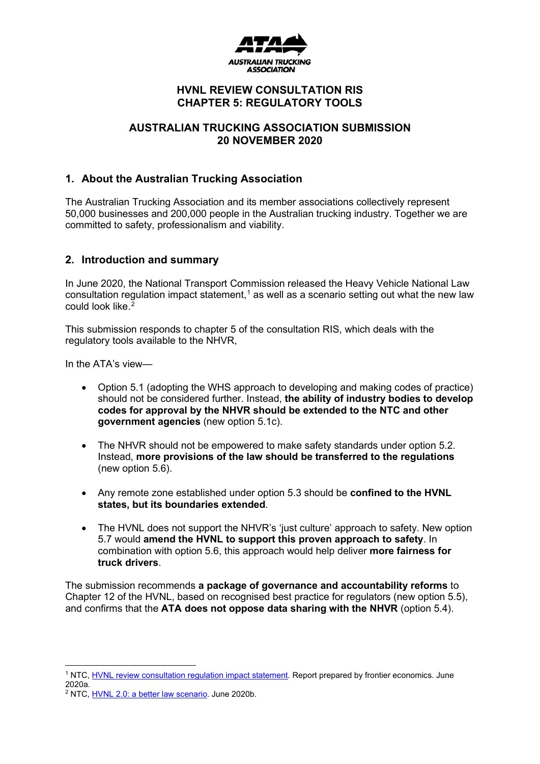**AUSTRALIAN TRUCKING ASSOCIATION**

# HVNL REVIEW CONSULTATION RIS
# CHAPTER 5: REGULATORY TOOLS

## AUSTRALIAN TRUCKING ASSOCIATION SUBMISSION
## 20 NOVEMBER 2020

## 1. About the Australian Trucking Association

The Australian Trucking Association and its member associations collectively represent 50,000 businesses and 200,000 people in the Australian trucking industry. Together we are committed to safety, professionalism and viability.

## 2. Introduction and summary

In June 2020, the National Transport Commission released the Heavy Vehicle National Law consultation regulation impact statement,[1] as well as a scenario setting out what the new law could look like.[2]

This submission responds to chapter 5 of the consultation RIS, which deals with the regulatory tools available to the NHVR,

In the ATA's view—

- Option 5.1 (adopting the WHS approach to developing and making codes of practice) should not be considered further. Instead, **the ability of industry bodies to develop codes for approval by the NHVR should be extended to the NTC and other government agencies** (new option 5.1c).
- The NHVR should not be empowered to make safety standards under option 5.2. Instead, **more provisions of the law should be transferred to the regulations** (new option 5.6).
- Any remote zone established under option 5.3 should be **confined to the HVNL states, but its boundaries extended**.
- The HVNL does not support the NHVR's 'just culture' approach to safety. New option 5.7 would **amend the HVNL to support this proven approach to safety**. In combination with option 5.6, this approach would help deliver **more fairness for truck drivers**.

The submission recommends **a package of governance and accountability reforms** to Chapter 12 of the HVNL, based on recognised best practice for regulators (new option 5.5), and confirms that the **ATA does not oppose data sharing with the NHVR** (option 5.4).

---

[1] NTC, HVNL review consultation regulation impact statement. Report prepared by frontier economics. June 2020a.

[2] NTC, HVNL 2.0: a better law scenario. June 2020b.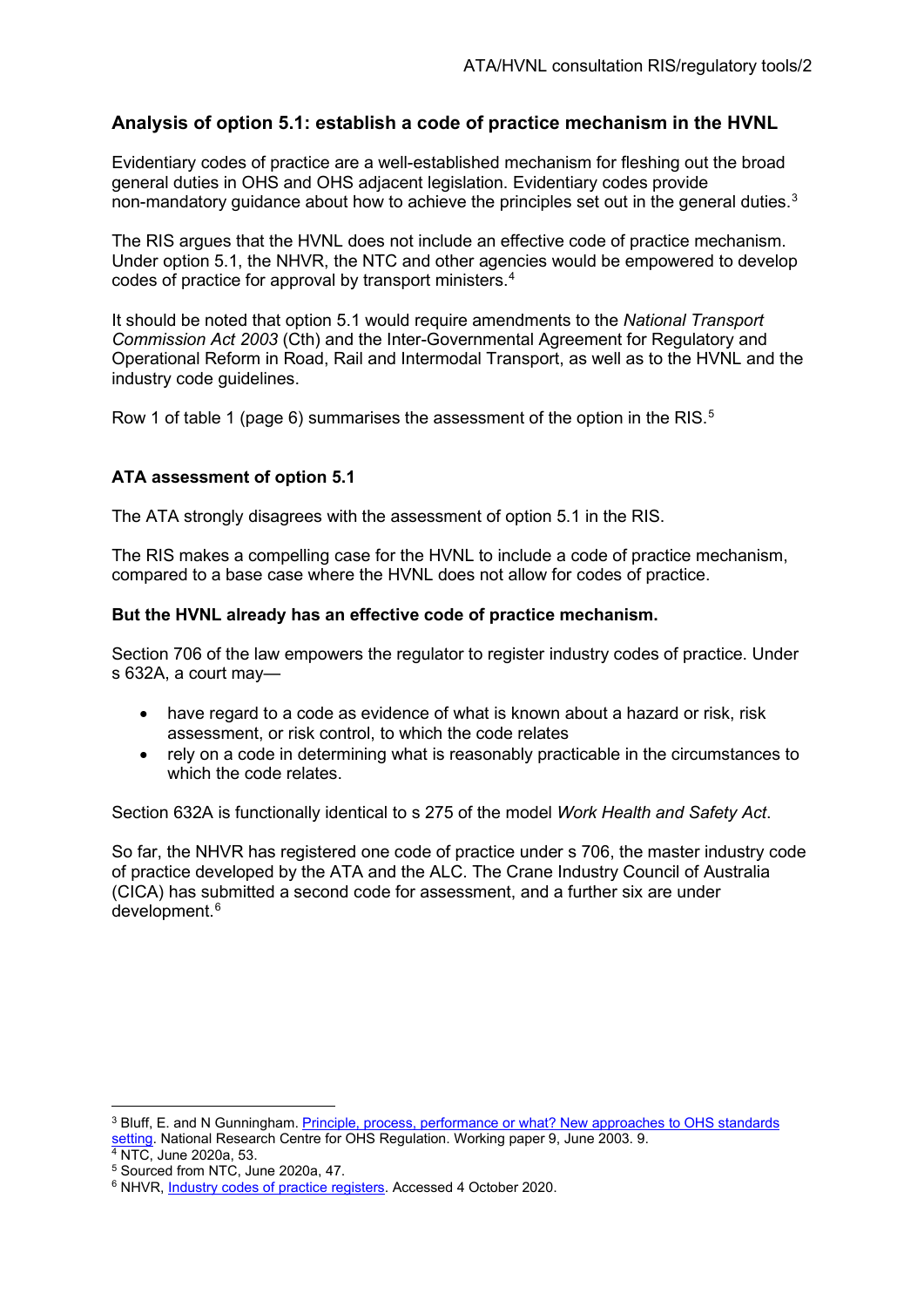## Analysis of option 5.1: establish a code of practice mechanism in the HVNL

Evidentiary codes of practice are a well-established mechanism for fleshing out the broad general duties in OHS and OHS adjacent legislation. Evidentiary codes provide non-mandatory guidance about how to achieve the principles set out in the general duties.[3]

The RIS argues that the HVNL does not include an effective code of practice mechanism. Under option 5.1, the NHVR, the NTC and other agencies would be empowered to develop codes of practice for approval by transport ministers.[4]

It should be noted that option 5.1 would require amendments to the *National Transport Commission Act 2003* (Cth) and the Inter-Governmental Agreement for Regulatory and Operational Reform in Road, Rail and Intermodal Transport, as well as to the HVNL and the industry code guidelines.

Row 1 of table 1 (page 6) summarises the assessment of the option in the RIS.[5]

### ATA assessment of option 5.1

The ATA strongly disagrees with the assessment of option 5.1 in the RIS.

The RIS makes a compelling case for the HVNL to include a code of practice mechanism, compared to a base case where the HVNL does not allow for codes of practice.

**But the HVNL already has an effective code of practice mechanism.**

Section 706 of the law empowers the regulator to register industry codes of practice. Under s 632A, a court may—

- have regard to a code as evidence of what is known about a hazard or risk, risk assessment, or risk control, to which the code relates
- rely on a code in determining what is reasonably practicable in the circumstances to which the code relates.

Section 632A is functionally identical to s 275 of the model *Work Health and Safety Act*.

So far, the NHVR has registered one code of practice under s 706, the master industry code of practice developed by the ATA and the ALC. The Crane Industry Council of Australia (CICA) has submitted a second code for assessment, and a further six are under development.[6]

---

[3] Bluff, E. and N Gunningham. Principle, process, performance or what? New approaches to OHS standards setting. National Research Centre for OHS Regulation. Working paper 9, June 2003. 9.

[4] NTC, June 2020a, 53.

[5] Sourced from NTC, June 2020a, 47.

[6] NHVR, Industry codes of practice registers. Accessed 4 October 2020.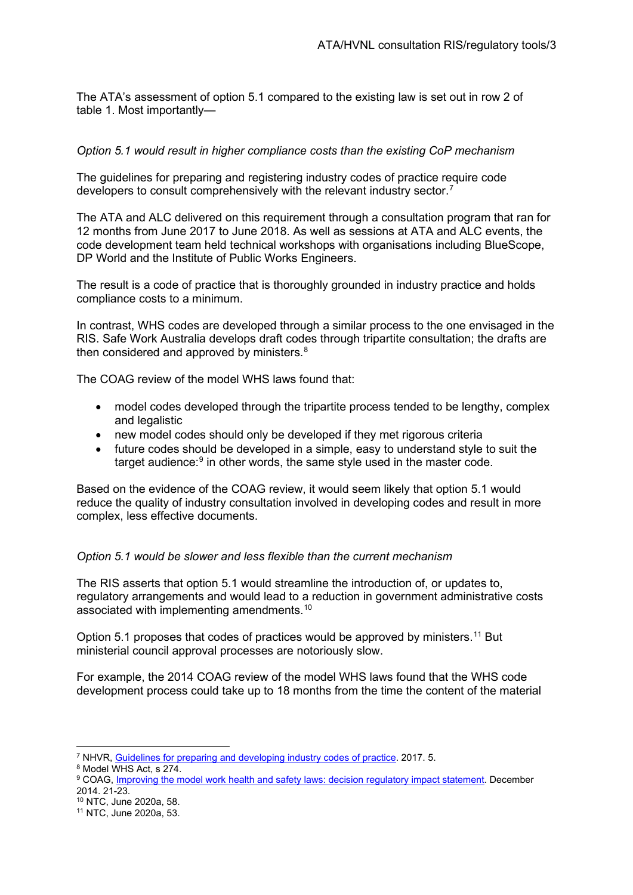The ATA's assessment of option 5.1 compared to the existing law is set out in row 2 of table 1. Most importantly—

*Option 5.1 would result in higher compliance costs than the existing CoP mechanism*

The guidelines for preparing and registering industry codes of practice require code developers to consult comprehensively with the relevant industry sector.[7]

The ATA and ALC delivered on this requirement through a consultation program that ran for 12 months from June 2017 to June 2018. As well as sessions at ATA and ALC events, the code development team held technical workshops with organisations including BlueScope, DP World and the Institute of Public Works Engineers.

The result is a code of practice that is thoroughly grounded in industry practice and holds compliance costs to a minimum.

In contrast, WHS codes are developed through a similar process to the one envisaged in the RIS. Safe Work Australia develops draft codes through tripartite consultation; the drafts are then considered and approved by ministers.[8]

The COAG review of the model WHS laws found that:

- model codes developed through the tripartite process tended to be lengthy, complex and legalistic
- new model codes should only be developed if they met rigorous criteria
- future codes should be developed in a simple, easy to understand style to suit the target audience:[9] in other words, the same style used in the master code.

Based on the evidence of the COAG review, it would seem likely that option 5.1 would reduce the quality of industry consultation involved in developing codes and result in more complex, less effective documents.

*Option 5.1 would be slower and less flexible than the current mechanism*

The RIS asserts that option 5.1 would streamline the introduction of, or updates to, regulatory arrangements and would lead to a reduction in government administrative costs associated with implementing amendments.[10]

Option 5.1 proposes that codes of practices would be approved by ministers.[11] But ministerial council approval processes are notoriously slow.

For example, the 2014 COAG review of the model WHS laws found that the WHS code development process could take up to 18 months from the time the content of the material

---

[7] NHVR, Guidelines for preparing and developing industry codes of practice. 2017. 5.

[8] Model WHS Act, s 274.

[9] COAG, Improving the model work health and safety laws: decision regulatory impact statement. December 2014. 21-23.

[10] NTC, June 2020a, 58.

[11] NTC, June 2020a, 53.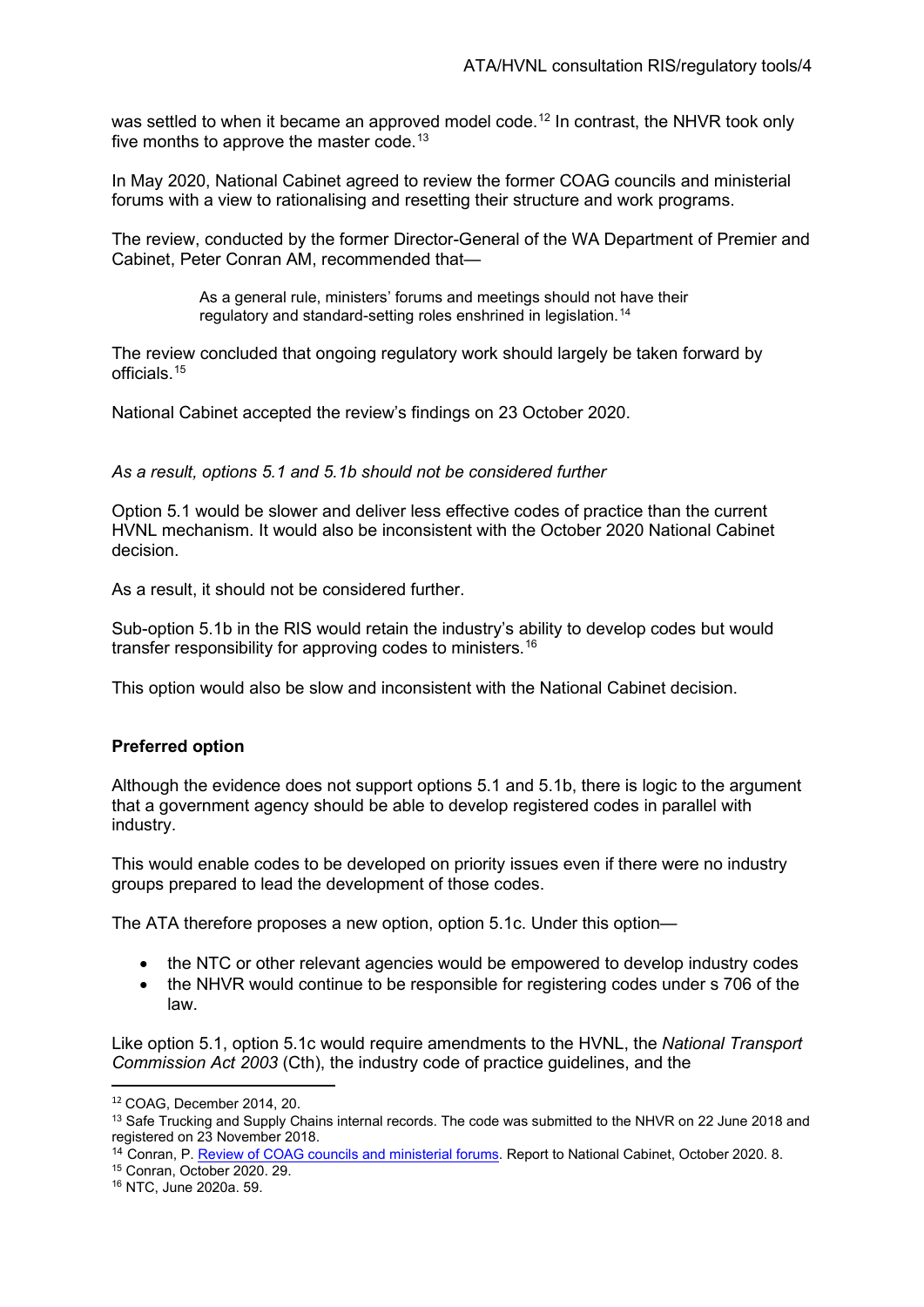was settled to when it became an approved model code.[12] In contrast, the NHVR took only five months to approve the master code.[13]

In May 2020, National Cabinet agreed to review the former COAG councils and ministerial forums with a view to rationalising and resetting their structure and work programs.

The review, conducted by the former Director-General of the WA Department of Premier and Cabinet, Peter Conran AM, recommended that—

> As a general rule, ministers' forums and meetings should not have their regulatory and standard-setting roles enshrined in legislation.[14]

The review concluded that ongoing regulatory work should largely be taken forward by officials.[15]

National Cabinet accepted the review's findings on 23 October 2020.

*As a result, options 5.1 and 5.1b should not be considered further*

Option 5.1 would be slower and deliver less effective codes of practice than the current HVNL mechanism. It would also be inconsistent with the October 2020 National Cabinet decision.

As a result, it should not be considered further.

Sub-option 5.1b in the RIS would retain the industry's ability to develop codes but would transfer responsibility for approving codes to ministers.[16]

This option would also be slow and inconsistent with the National Cabinet decision.

**Preferred option**

Although the evidence does not support options 5.1 and 5.1b, there is logic to the argument that a government agency should be able to develop registered codes in parallel with industry.

This would enable codes to be developed on priority issues even if there were no industry groups prepared to lead the development of those codes.

The ATA therefore proposes a new option, option 5.1c. Under this option—

- the NTC or other relevant agencies would be empowered to develop industry codes
- the NHVR would continue to be responsible for registering codes under s 706 of the law.

Like option 5.1, option 5.1c would require amendments to the HVNL, the *National Transport Commission Act 2003* (Cth), the industry code of practice guidelines, and the

---

[12] COAG, December 2014, 20.

[13] Safe Trucking and Supply Chains internal records. The code was submitted to the NHVR on 22 June 2018 and registered on 23 November 2018.

[14] Conran, P. Review of COAG councils and ministerial forums. Report to National Cabinet, October 2020. 8.

[15] Conran, October 2020. 29.

[16] NTC, June 2020a. 59.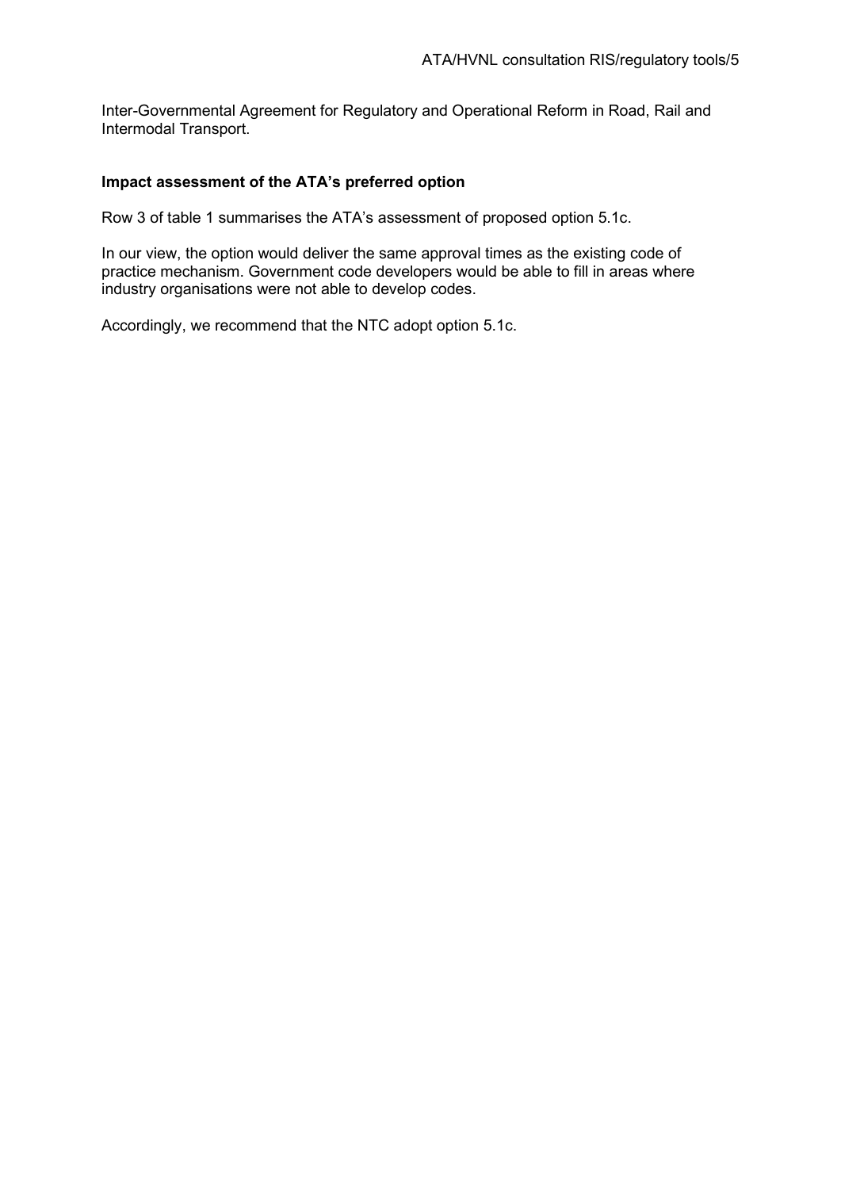Inter-Governmental Agreement for Regulatory and Operational Reform in Road, Rail and Intermodal Transport.

**Impact assessment of the ATA's preferred option**

Row 3 of table 1 summarises the ATA's assessment of proposed option 5.1c.

In our view, the option would deliver the same approval times as the existing code of practice mechanism. Government code developers would be able to fill in areas where industry organisations were not able to develop codes.

Accordingly, we recommend that the NTC adopt option 5.1c.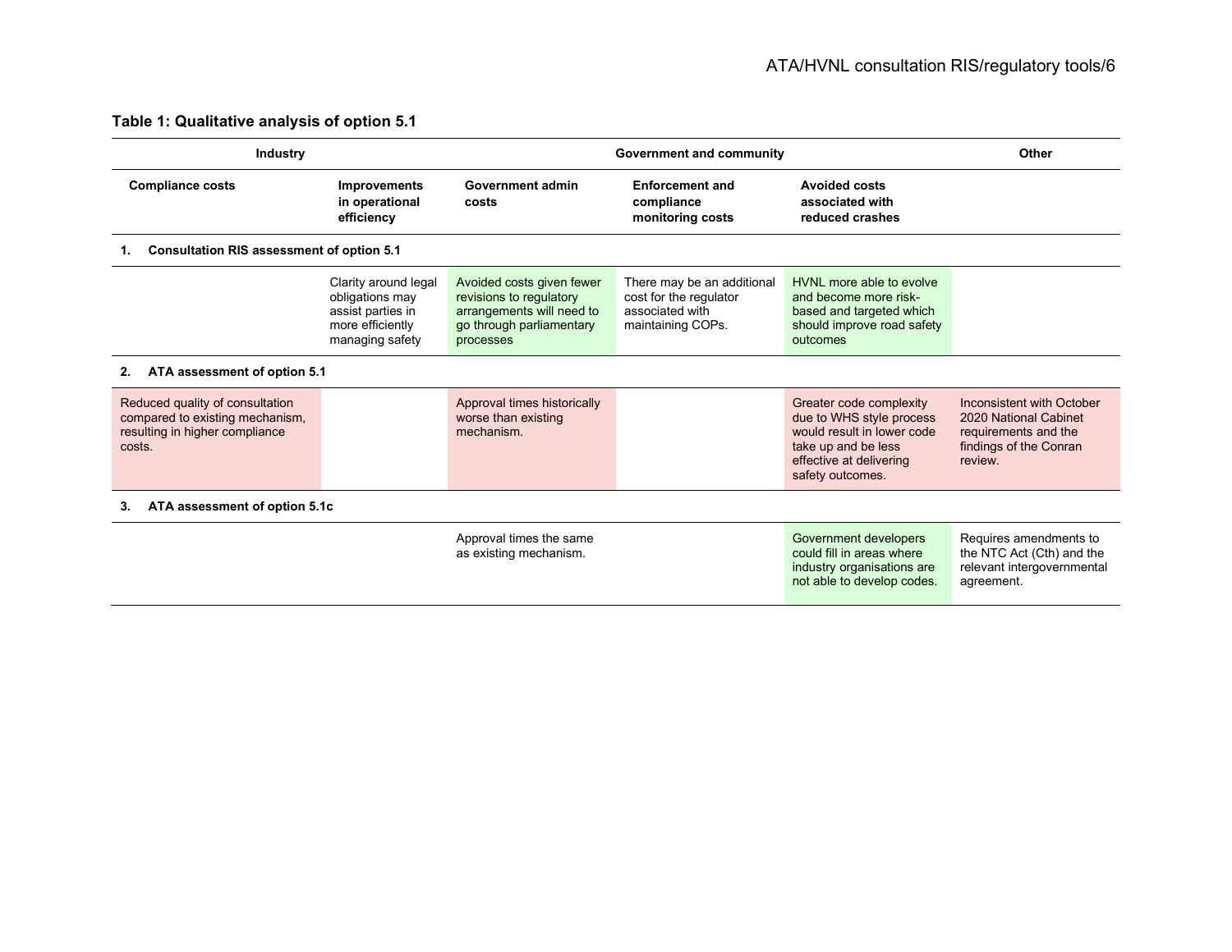**Table 1: Qualitative analysis of option 5.1**

| Industry | | Government and community | | | Other |
|---|---|---|---|---|---|
| Compliance costs | Improvements in operational efficiency | Government admin costs | Enforcement and compliance monitoring costs | Avoided costs associated with reduced crashes | |
| **1. Consultation RIS assessment of option 5.1** | | | | | |
| | Clarity around legal obligations may assist parties in more efficiently managing safety | Avoided costs given fewer revisions to regulatory arrangements will need to go through parliamentary processes | There may be an additional cost for the regulator associated with maintaining COPs. | HVNL more able to evolve and become more risk-based and targeted which should improve road safety outcomes | |
| **2. ATA assessment of option 5.1** | | | | | |
| Reduced quality of consultation compared to existing mechanism, resulting in higher compliance costs. | | Approval times historically worse than existing mechanism. | | Greater code complexity due to WHS style process would result in lower code take up and be less effective at delivering safety outcomes. | Inconsistent with October 2020 National Cabinet requirements and the findings of the Conran review. |
| **3. ATA assessment of option 5.1c** | | | | | |
| | | Approval times the same as existing mechanism. | | Government developers could fill in areas where industry organisations are not able to develop codes. | Requires amendments to the NTC Act (Cth) and the relevant intergovernmental agreement. |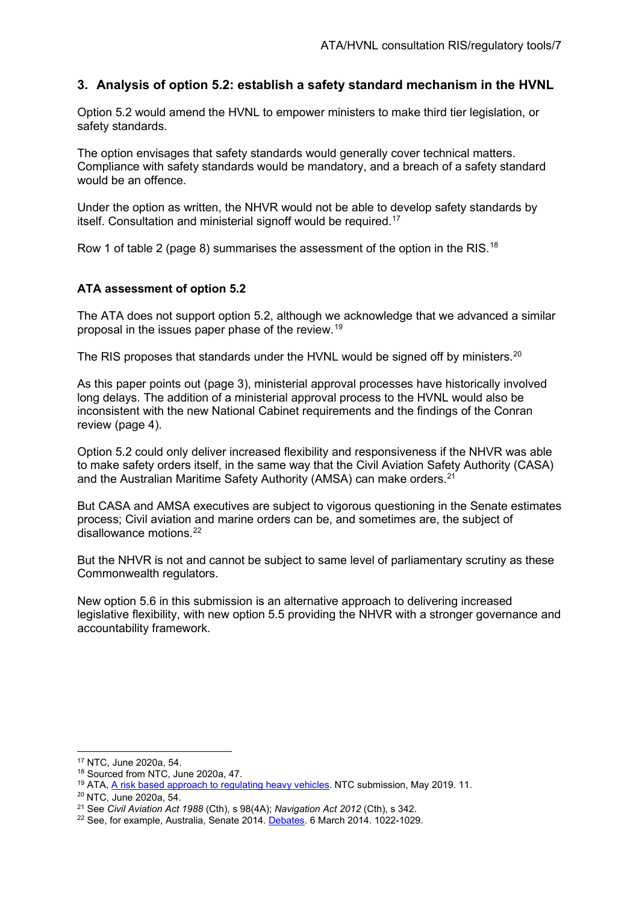## 3. Analysis of option 5.2: establish a safety standard mechanism in the HVNL

Option 5.2 would amend the HVNL to empower ministers to make third tier legislation, or safety standards.

The option envisages that safety standards would generally cover technical matters. Compliance with safety standards would be mandatory, and a breach of a safety standard would be an offence.

Under the option as written, the NHVR would not be able to develop safety standards by itself. Consultation and ministerial signoff would be required.[17]

Row 1 of table 2 (page 8) summarises the assessment of the option in the RIS.[18]

### ATA assessment of option 5.2

The ATA does not support option 5.2, although we acknowledge that we advanced a similar proposal in the issues paper phase of the review.[19]

The RIS proposes that standards under the HVNL would be signed off by ministers.[20]

As this paper points out (page 3), ministerial approval processes have historically involved long delays. The addition of a ministerial approval process to the HVNL would also be inconsistent with the new National Cabinet requirements and the findings of the Conran review (page 4).

Option 5.2 could only deliver increased flexibility and responsiveness if the NHVR was able to make safety orders itself, in the same way that the Civil Aviation Safety Authority (CASA) and the Australian Maritime Safety Authority (AMSA) can make orders.[21]

But CASA and AMSA executives are subject to vigorous questioning in the Senate estimates process; Civil aviation and marine orders can be, and sometimes are, the subject of disallowance motions.[22]

But the NHVR is not and cannot be subject to same level of parliamentary scrutiny as these Commonwealth regulators.

New option 5.6 in this submission is an alternative approach to delivering increased legislative flexibility, with new option 5.5 providing the NHVR with a stronger governance and accountability framework.

---

[17] NTC, June 2020a, 54.

[18] Sourced from NTC, June 2020a, 47.

[19] ATA, A risk based approach to regulating heavy vehicles. NTC submission, May 2019. 11.

[20] NTC, June 2020a, 54.

[21] See *Civil Aviation Act 1988* (Cth), s 98(4A); *Navigation Act 2012* (Cth), s 342.

[22] See, for example, Australia, Senate 2014. Debates. 6 March 2014. 1022-1029.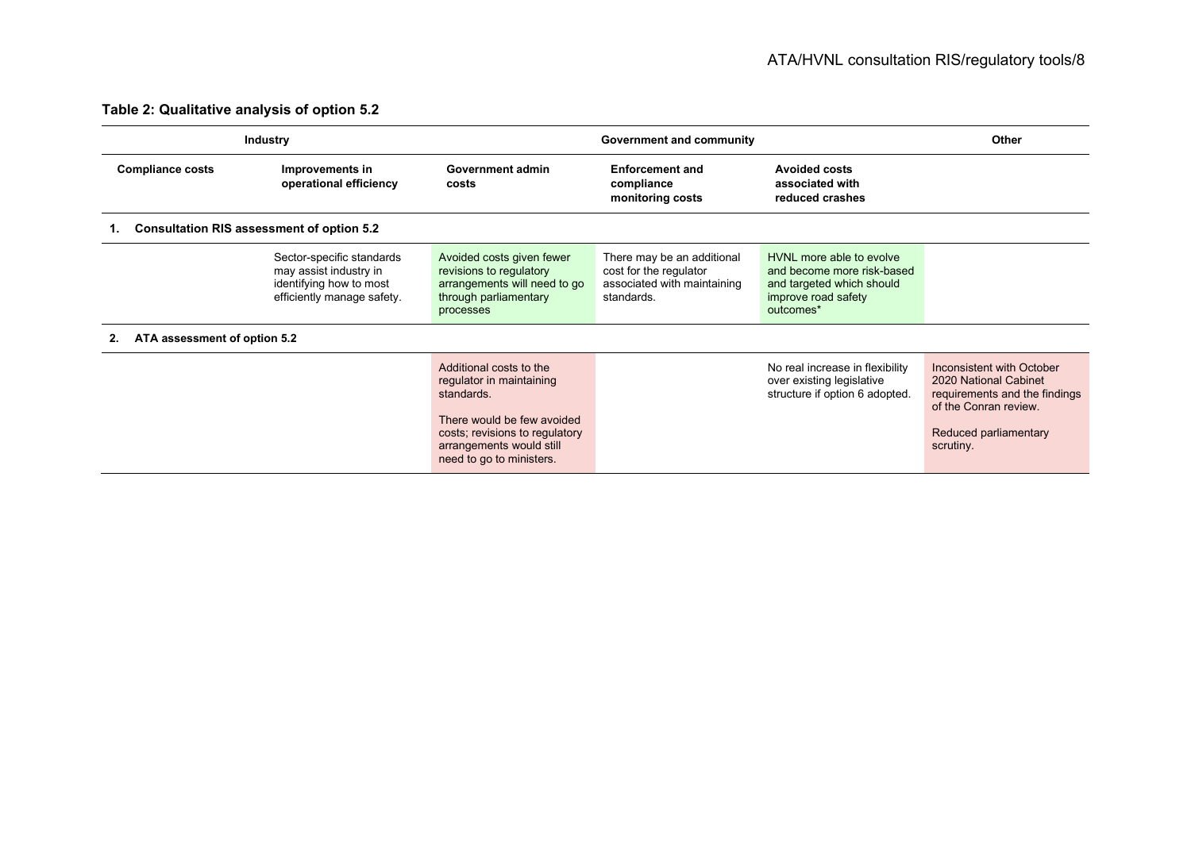**Table 2: Qualitative analysis of option 5.2**

| Industry | | Government and community | | | Other |
|---|---|---|---|---|---|
| **Compliance costs** | **Improvements in operational efficiency** | **Government admin costs** | **Enforcement and compliance monitoring costs** | **Avoided costs associated with reduced crashes** | |
| **1. Consultation RIS assessment of option 5.2** | | | | | |
| | Sector-specific standards may assist industry in identifying how to most efficiently manage safety. | Avoided costs given fewer revisions to regulatory arrangements will need to go through parliamentary processes | There may be an additional cost for the regulator associated with maintaining standards. | HVNL more able to evolve and become more risk-based and targeted which should improve road safety outcomes* | |
| **2. ATA assessment of option 5.2** | | | | | |
| | | Additional costs to the regulator in maintaining standards.<br><br>There would be few avoided costs; revisions to regulatory arrangements would still need to go to ministers. | | No real increase in flexibility over existing legislative structure if option 6 adopted. | Inconsistent with October 2020 National Cabinet requirements and the findings of the Conran review.<br><br>Reduced parliamentary scrutiny. |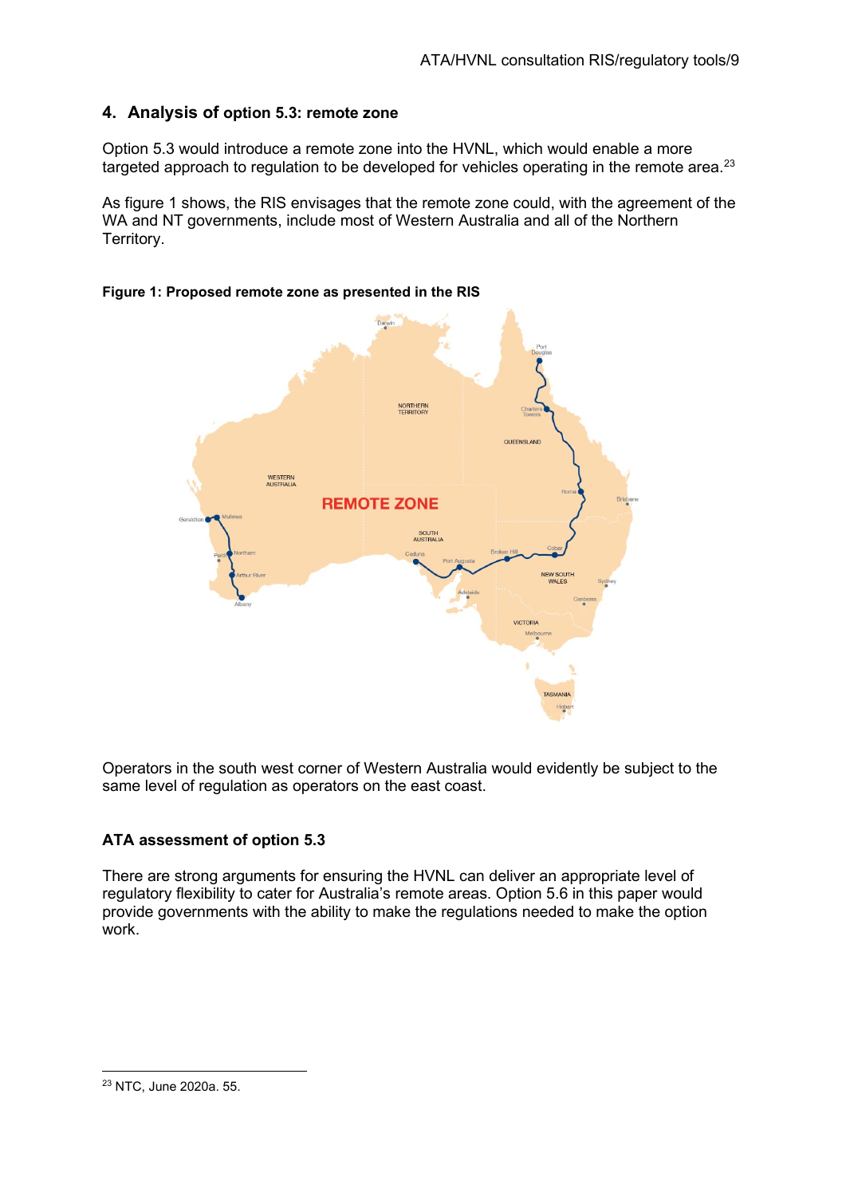## 4. Analysis of option 5.3: remote zone

Option 5.3 would introduce a remote zone into the HVNL, which would enable a more targeted approach to regulation to be developed for vehicles operating in the remote area.[23]

As figure 1 shows, the RIS envisages that the remote zone could, with the agreement of the WA and NT governments, include most of Western Australia and all of the Northern Territory.

**Figure 1: Proposed remote zone as presented in the RIS**

Operators in the south west corner of Western Australia would evidently be subject to the same level of regulation as operators on the east coast.

### ATA assessment of option 5.3

There are strong arguments for ensuring the HVNL can deliver an appropriate level of regulatory flexibility to cater for Australia's remote areas. Option 5.6 in this paper would provide governments with the ability to make the regulations needed to make the option work.

---

[23] NTC, June 2020a. 55.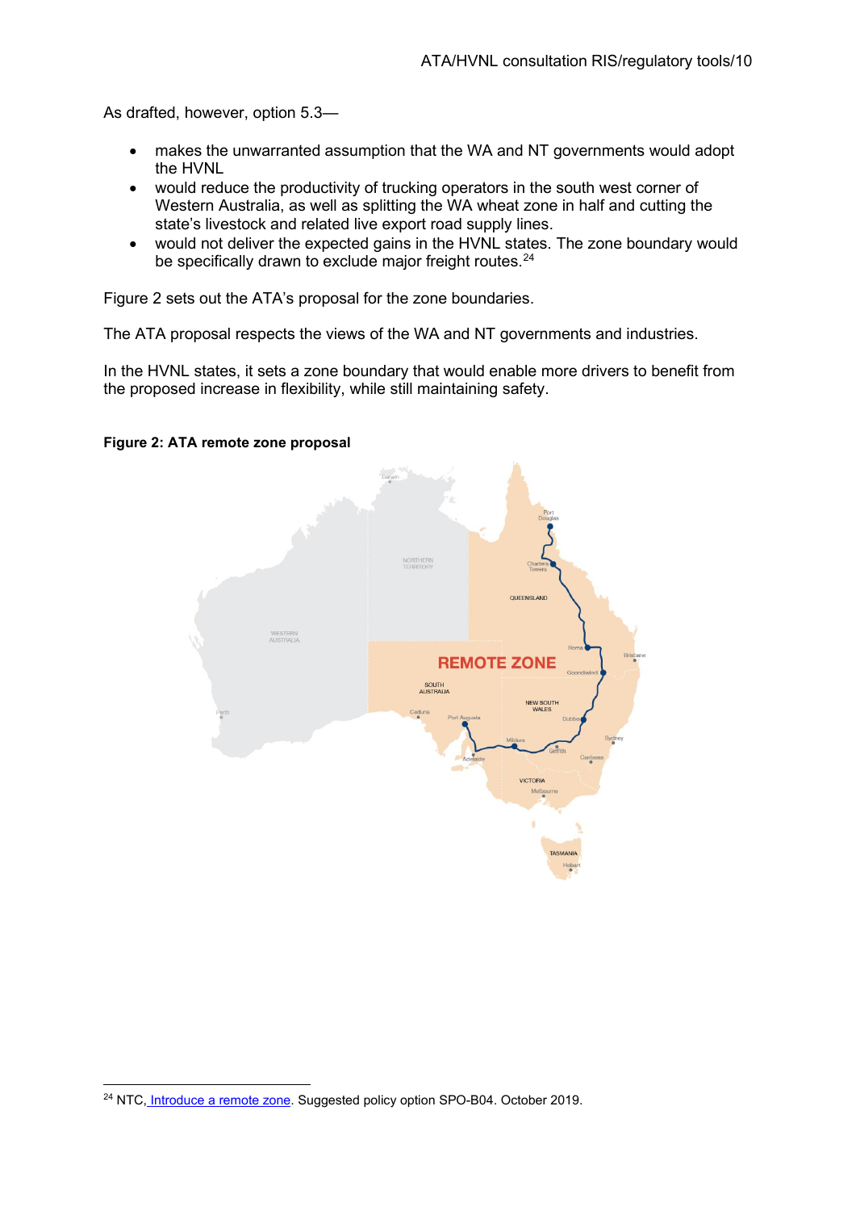As drafted, however, option 5.3—

- makes the unwarranted assumption that the WA and NT governments would adopt the HVNL
- would reduce the productivity of trucking operators in the south west corner of Western Australia, as well as splitting the WA wheat zone in half and cutting the state's livestock and related live export road supply lines.
- would not deliver the expected gains in the HVNL states. The zone boundary would be specifically drawn to exclude major freight routes.[24]

Figure 2 sets out the ATA's proposal for the zone boundaries.

The ATA proposal respects the views of the WA and NT governments and industries.

In the HVNL states, it sets a zone boundary that would enable more drivers to benefit from the proposed increase in flexibility, while still maintaining safety.

**Figure 2: ATA remote zone proposal**

[24] NTC, Introduce a remote zone. Suggested policy option SPO-B04. October 2019.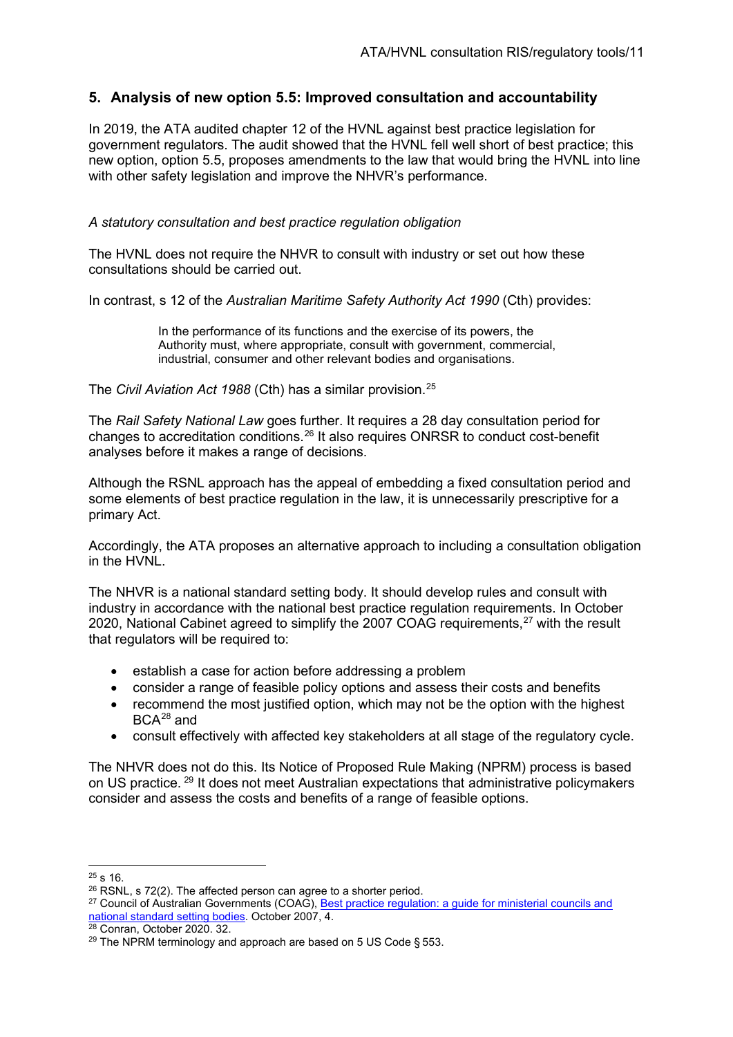## 5. Analysis of new option 5.5: Improved consultation and accountability

In 2019, the ATA audited chapter 12 of the HVNL against best practice legislation for government regulators. The audit showed that the HVNL fell well short of best practice; this new option, option 5.5, proposes amendments to the law that would bring the HVNL into line with other safety legislation and improve the NHVR's performance.

*A statutory consultation and best practice regulation obligation*

The HVNL does not require the NHVR to consult with industry or set out how these consultations should be carried out.

In contrast, s 12 of the *Australian Maritime Safety Authority Act 1990* (Cth) provides:

> In the performance of its functions and the exercise of its powers, the Authority must, where appropriate, consult with government, commercial, industrial, consumer and other relevant bodies and organisations.

The *Civil Aviation Act 1988* (Cth) has a similar provision.[25]

The *Rail Safety National Law* goes further. It requires a 28 day consultation period for changes to accreditation conditions.[26] It also requires ONRSR to conduct cost-benefit analyses before it makes a range of decisions.

Although the RSNL approach has the appeal of embedding a fixed consultation period and some elements of best practice regulation in the law, it is unnecessarily prescriptive for a primary Act.

Accordingly, the ATA proposes an alternative approach to including a consultation obligation in the HVNL.

The NHVR is a national standard setting body. It should develop rules and consult with industry in accordance with the national best practice regulation requirements. In October 2020, National Cabinet agreed to simplify the 2007 COAG requirements,[27] with the result that regulators will be required to:

- establish a case for action before addressing a problem
- consider a range of feasible policy options and assess their costs and benefits
- recommend the most justified option, which may not be the option with the highest BCA[28] and
- consult effectively with affected key stakeholders at all stage of the regulatory cycle.

The NHVR does not do this. Its Notice of Proposed Rule Making (NPRM) process is based on US practice. [29] It does not meet Australian expectations that administrative policymakers consider and assess the costs and benefits of a range of feasible options.

---

[25] s 16.

[26] RSNL, s 72(2). The affected person can agree to a shorter period.

[27] Council of Australian Governments (COAG), Best practice regulation: a guide for ministerial councils and national standard setting bodies. October 2007, 4.

[28] Conran, October 2020. 32.

[29] The NPRM terminology and approach are based on 5 US Code § 553.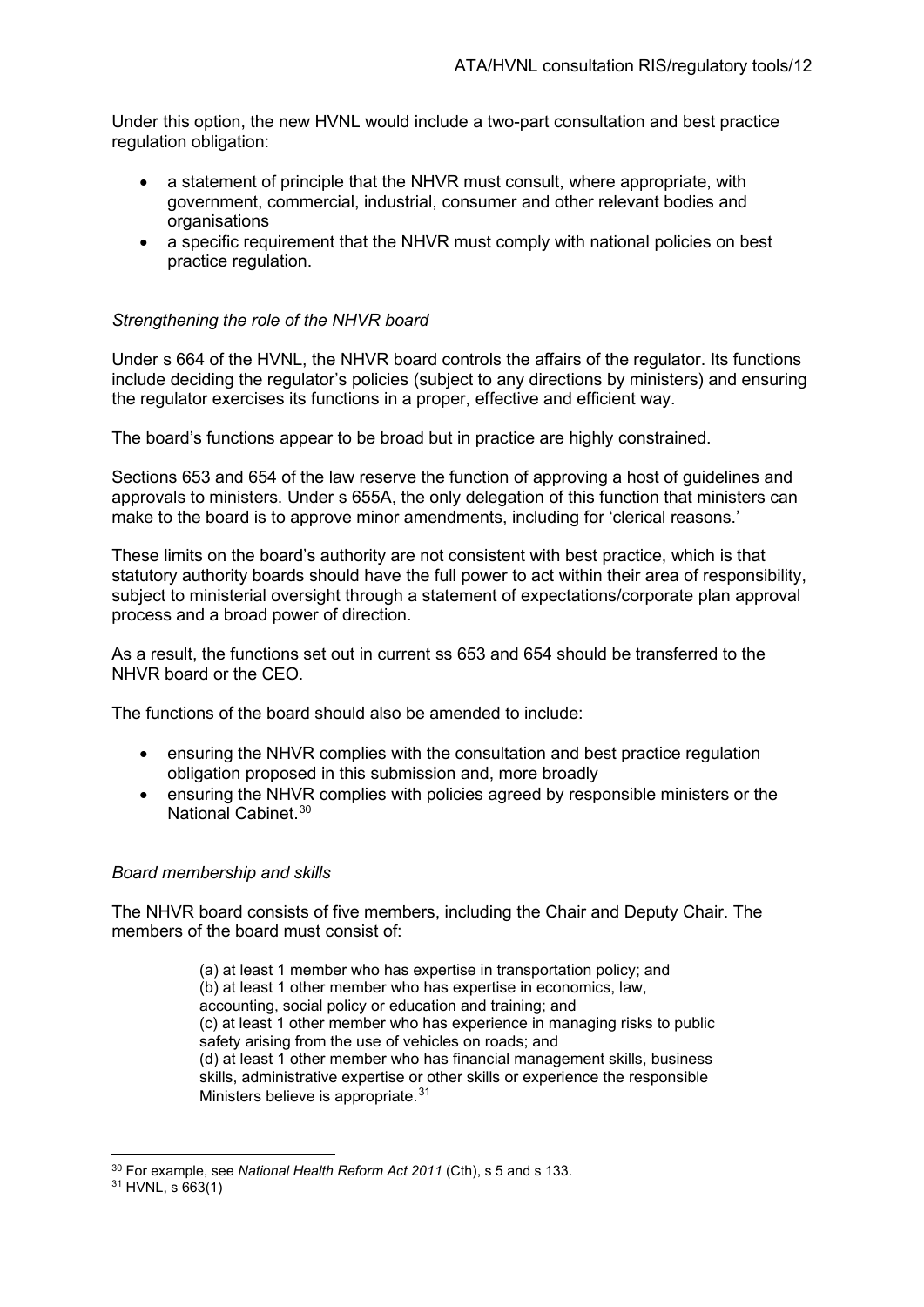Under this option, the new HVNL would include a two-part consultation and best practice regulation obligation:

- a statement of principle that the NHVR must consult, where appropriate, with government, commercial, industrial, consumer and other relevant bodies and organisations
- a specific requirement that the NHVR must comply with national policies on best practice regulation.

*Strengthening the role of the NHVR board*

Under s 664 of the HVNL, the NHVR board controls the affairs of the regulator. Its functions include deciding the regulator's policies (subject to any directions by ministers) and ensuring the regulator exercises its functions in a proper, effective and efficient way.

The board's functions appear to be broad but in practice are highly constrained.

Sections 653 and 654 of the law reserve the function of approving a host of guidelines and approvals to ministers. Under s 655A, the only delegation of this function that ministers can make to the board is to approve minor amendments, including for 'clerical reasons.'

These limits on the board's authority are not consistent with best practice, which is that statutory authority boards should have the full power to act within their area of responsibility, subject to ministerial oversight through a statement of expectations/corporate plan approval process and a broad power of direction.

As a result, the functions set out in current ss 653 and 654 should be transferred to the NHVR board or the CEO.

The functions of the board should also be amended to include:

- ensuring the NHVR complies with the consultation and best practice regulation obligation proposed in this submission and, more broadly
- ensuring the NHVR complies with policies agreed by responsible ministers or the National Cabinet.[30]

*Board membership and skills*

The NHVR board consists of five members, including the Chair and Deputy Chair. The members of the board must consist of:

> (a) at least 1 member who has expertise in transportation policy; and
> (b) at least 1 other member who has expertise in economics, law, accounting, social policy or education and training; and
> (c) at least 1 other member who has experience in managing risks to public safety arising from the use of vehicles on roads; and
> (d) at least 1 other member who has financial management skills, business skills, administrative expertise or other skills or experience the responsible Ministers believe is appropriate.[31]

[30] For example, see *National Health Reform Act 2011* (Cth), s 5 and s 133.

[31] HVNL, s 663(1)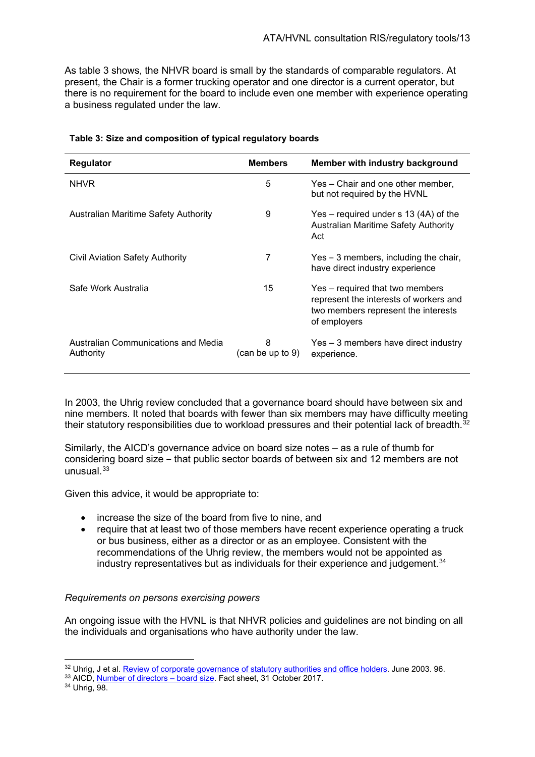As table 3 shows, the NHVR board is small by the standards of comparable regulators. At present, the Chair is a former trucking operator and one director is a current operator, but there is no requirement for the board to include even one member with experience operating a business regulated under the law.

**Table 3: Size and composition of typical regulatory boards**

| Regulator | Members | Member with industry background |
|---|---|---|
| NHVR | 5 | Yes – Chair and one other member, but not required by the HVNL |
| Australian Maritime Safety Authority | 9 | Yes – required under s 13 (4A) of the Australian Maritime Safety Authority Act |
| Civil Aviation Safety Authority | 7 | Yes – 3 members, including the chair, have direct industry experience |
| Safe Work Australia | 15 | Yes – required that two members represent the interests of workers and two members represent the interests of employers |
| Australian Communications and Media Authority | 8 (can be up to 9) | Yes – 3 members have direct industry experience. |

In 2003, the Uhrig review concluded that a governance board should have between six and nine members. It noted that boards with fewer than six members may have difficulty meeting their statutory responsibilities due to workload pressures and their potential lack of breadth.[32]

Similarly, the AICD's governance advice on board size notes – as a rule of thumb for considering board size – that public sector boards of between six and 12 members are not unusual.[33]

Given this advice, it would be appropriate to:

- increase the size of the board from five to nine, and
- require that at least two of those members have recent experience operating a truck or bus business, either as a director or as an employee. Consistent with the recommendations of the Uhrig review, the members would not be appointed as industry representatives but as individuals for their experience and judgement.[34]

*Requirements on persons exercising powers*

An ongoing issue with the HVNL is that NHVR policies and guidelines are not binding on all the individuals and organisations who have authority under the law.

---

[32] Uhrig, J et al. Review of corporate governance of statutory authorities and office holders. June 2003. 96.

[33] AICD, Number of directors – board size. Fact sheet, 31 October 2017.

[34] Uhrig, 98.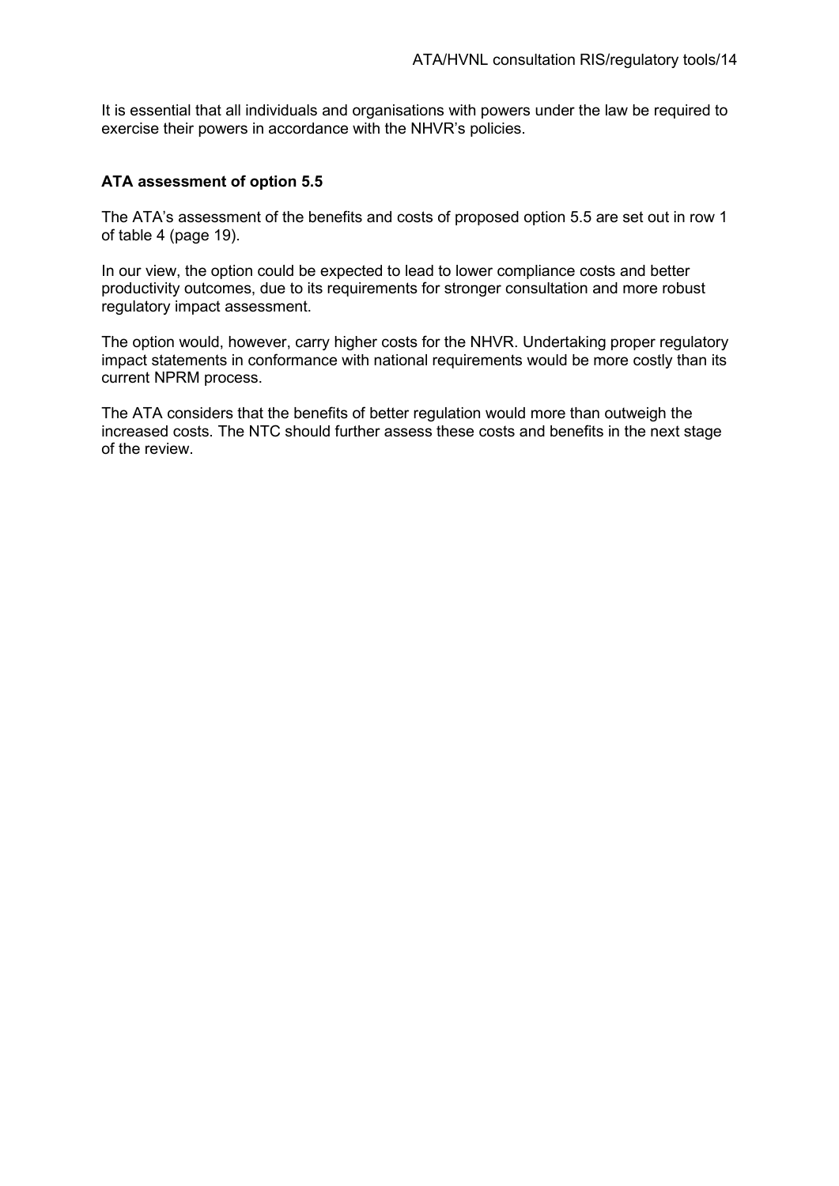It is essential that all individuals and organisations with powers under the law be required to exercise their powers in accordance with the NHVR's policies.

**ATA assessment of option 5.5**

The ATA's assessment of the benefits and costs of proposed option 5.5 are set out in row 1 of table 4 (page 19).

In our view, the option could be expected to lead to lower compliance costs and better productivity outcomes, due to its requirements for stronger consultation and more robust regulatory impact assessment.

The option would, however, carry higher costs for the NHVR. Undertaking proper regulatory impact statements in conformance with national requirements would be more costly than its current NPRM process.

The ATA considers that the benefits of better regulation would more than outweigh the increased costs. The NTC should further assess these costs and benefits in the next stage of the review.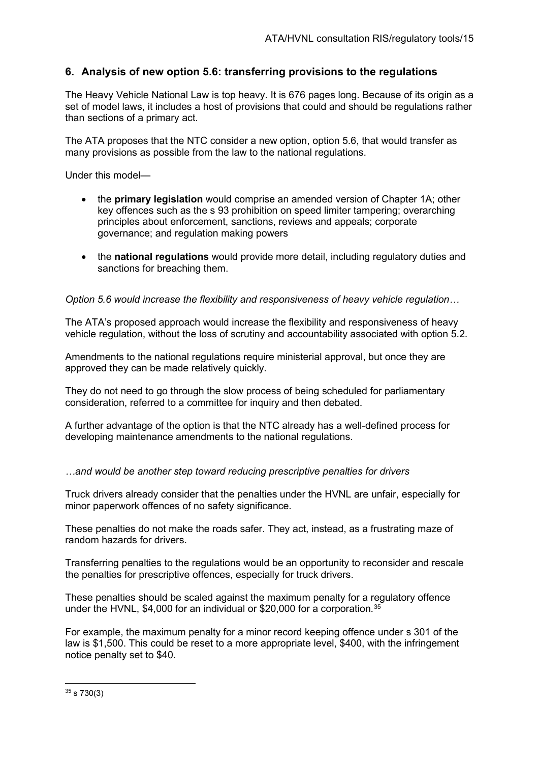## 6. Analysis of new option 5.6: transferring provisions to the regulations

The Heavy Vehicle National Law is top heavy. It is 676 pages long. Because of its origin as a set of model laws, it includes a host of provisions that could and should be regulations rather than sections of a primary act.

The ATA proposes that the NTC consider a new option, option 5.6, that would transfer as many provisions as possible from the law to the national regulations.

Under this model—

- the **primary legislation** would comprise an amended version of Chapter 1A; other key offences such as the s 93 prohibition on speed limiter tampering; overarching principles about enforcement, sanctions, reviews and appeals; corporate governance; and regulation making powers
- the **national regulations** would provide more detail, including regulatory duties and sanctions for breaching them.

*Option 5.6 would increase the flexibility and responsiveness of heavy vehicle regulation…*

The ATA's proposed approach would increase the flexibility and responsiveness of heavy vehicle regulation, without the loss of scrutiny and accountability associated with option 5.2.

Amendments to the national regulations require ministerial approval, but once they are approved they can be made relatively quickly.

They do not need to go through the slow process of being scheduled for parliamentary consideration, referred to a committee for inquiry and then debated.

A further advantage of the option is that the NTC already has a well-defined process for developing maintenance amendments to the national regulations.

*…and would be another step toward reducing prescriptive penalties for drivers*

Truck drivers already consider that the penalties under the HVNL are unfair, especially for minor paperwork offences of no safety significance.

These penalties do not make the roads safer. They act, instead, as a frustrating maze of random hazards for drivers.

Transferring penalties to the regulations would be an opportunity to reconsider and rescale the penalties for prescriptive offences, especially for truck drivers.

These penalties should be scaled against the maximum penalty for a regulatory offence under the HVNL, \$4,000 for an individual or \$20,000 for a corporation.[35]

For example, the maximum penalty for a minor record keeping offence under s 301 of the law is \$1,500. This could be reset to a more appropriate level, \$400, with the infringement notice penalty set to \$40.

[35] s 730(3)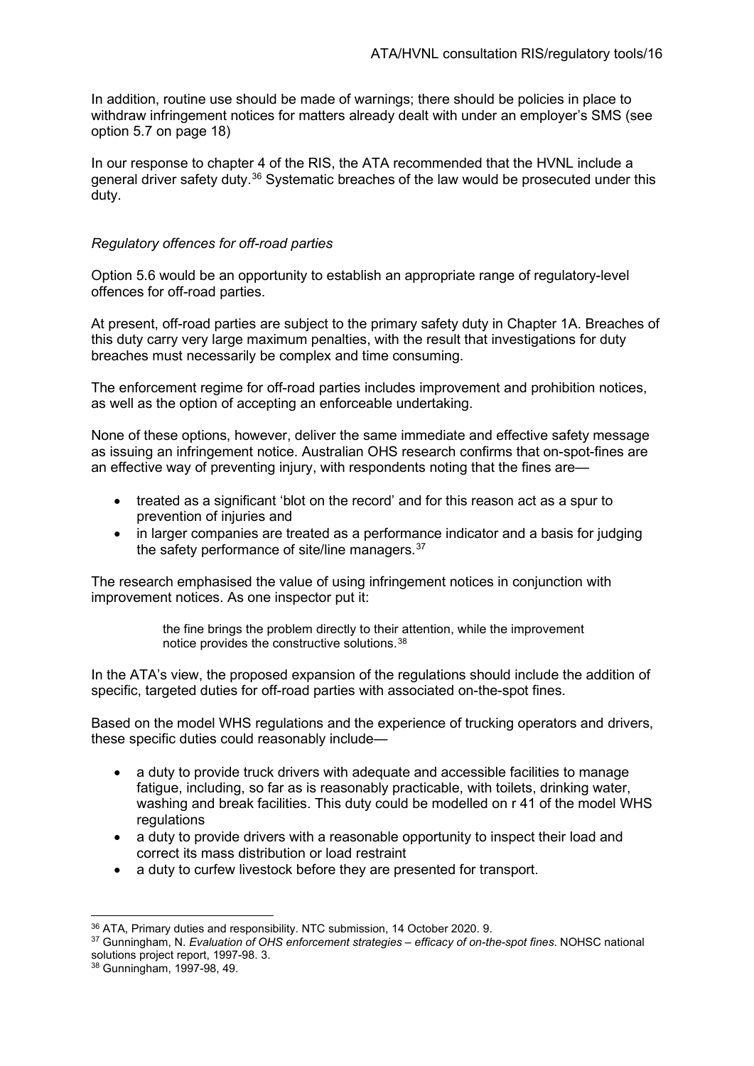In addition, routine use should be made of warnings; there should be policies in place to withdraw infringement notices for matters already dealt with under an employer's SMS (see option 5.7 on page 18)

In our response to chapter 4 of the RIS, the ATA recommended that the HVNL include a general driver safety duty.[36] Systematic breaches of the law would be prosecuted under this duty.

*Regulatory offences for off-road parties*

Option 5.6 would be an opportunity to establish an appropriate range of regulatory-level offences for off-road parties.

At present, off-road parties are subject to the primary safety duty in Chapter 1A. Breaches of this duty carry very large maximum penalties, with the result that investigations for duty breaches must necessarily be complex and time consuming.

The enforcement regime for off-road parties includes improvement and prohibition notices, as well as the option of accepting an enforceable undertaking.

None of these options, however, deliver the same immediate and effective safety message as issuing an infringement notice. Australian OHS research confirms that on-spot-fines are an effective way of preventing injury, with respondents noting that the fines are—

- treated as a significant 'blot on the record' and for this reason act as a spur to prevention of injuries and
- in larger companies are treated as a performance indicator and a basis for judging the safety performance of site/line managers.[37]

The research emphasised the value of using infringement notices in conjunction with improvement notices. As one inspector put it:

> the fine brings the problem directly to their attention, while the improvement notice provides the constructive solutions.[38]

In the ATA's view, the proposed expansion of the regulations should include the addition of specific, targeted duties for off-road parties with associated on-the-spot fines.

Based on the model WHS regulations and the experience of trucking operators and drivers, these specific duties could reasonably include—

- a duty to provide truck drivers with adequate and accessible facilities to manage fatigue, including, so far as is reasonably practicable, with toilets, drinking water, washing and break facilities. This duty could be modelled on r 41 of the model WHS regulations
- a duty to provide drivers with a reasonable opportunity to inspect their load and correct its mass distribution or load restraint
- a duty to curfew livestock before they are presented for transport.

---

[36] ATA, Primary duties and responsibility. NTC submission, 14 October 2020. 9.

[37] Gunningham, N. *Evaluation of OHS enforcement strategies – efficacy of on-the-spot fines*. NOHSC national solutions project report, 1997-98. 3.

[38] Gunningham, 1997-98, 49.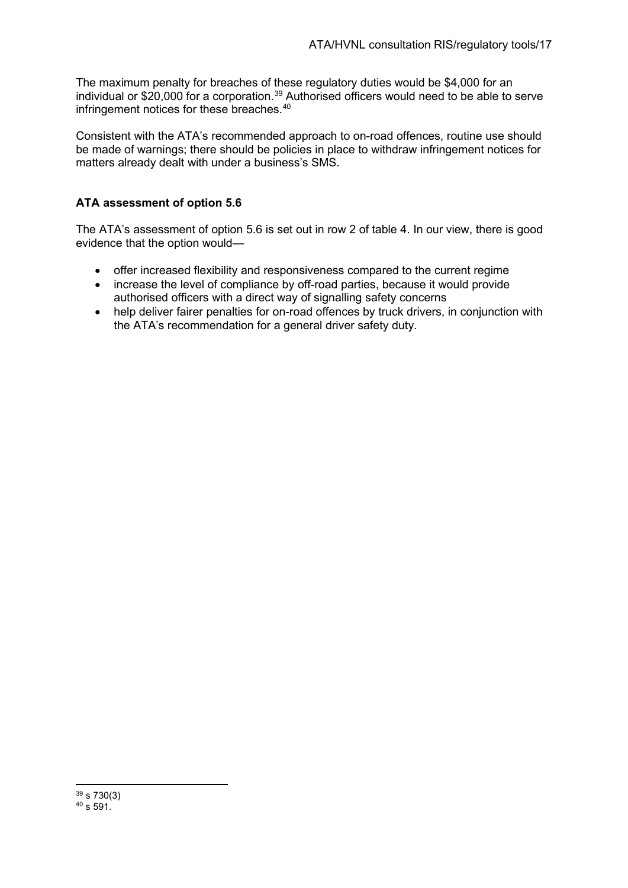The maximum penalty for breaches of these regulatory duties would be $4,000 for an individual or $20,000 for a corporation.[39] Authorised officers would need to be able to serve infringement notices for these breaches.[40]

Consistent with the ATA's recommended approach to on-road offences, routine use should be made of warnings; there should be policies in place to withdraw infringement notices for matters already dealt with under a business's SMS.

**ATA assessment of option 5.6**

The ATA's assessment of option 5.6 is set out in row 2 of table 4. In our view, there is good evidence that the option would—

- offer increased flexibility and responsiveness compared to the current regime
- increase the level of compliance by off-road parties, because it would provide authorised officers with a direct way of signalling safety concerns
- help deliver fairer penalties for on-road offences by truck drivers, in conjunction with the ATA's recommendation for a general driver safety duty.

---

[39] s 730(3)

[40] s 591.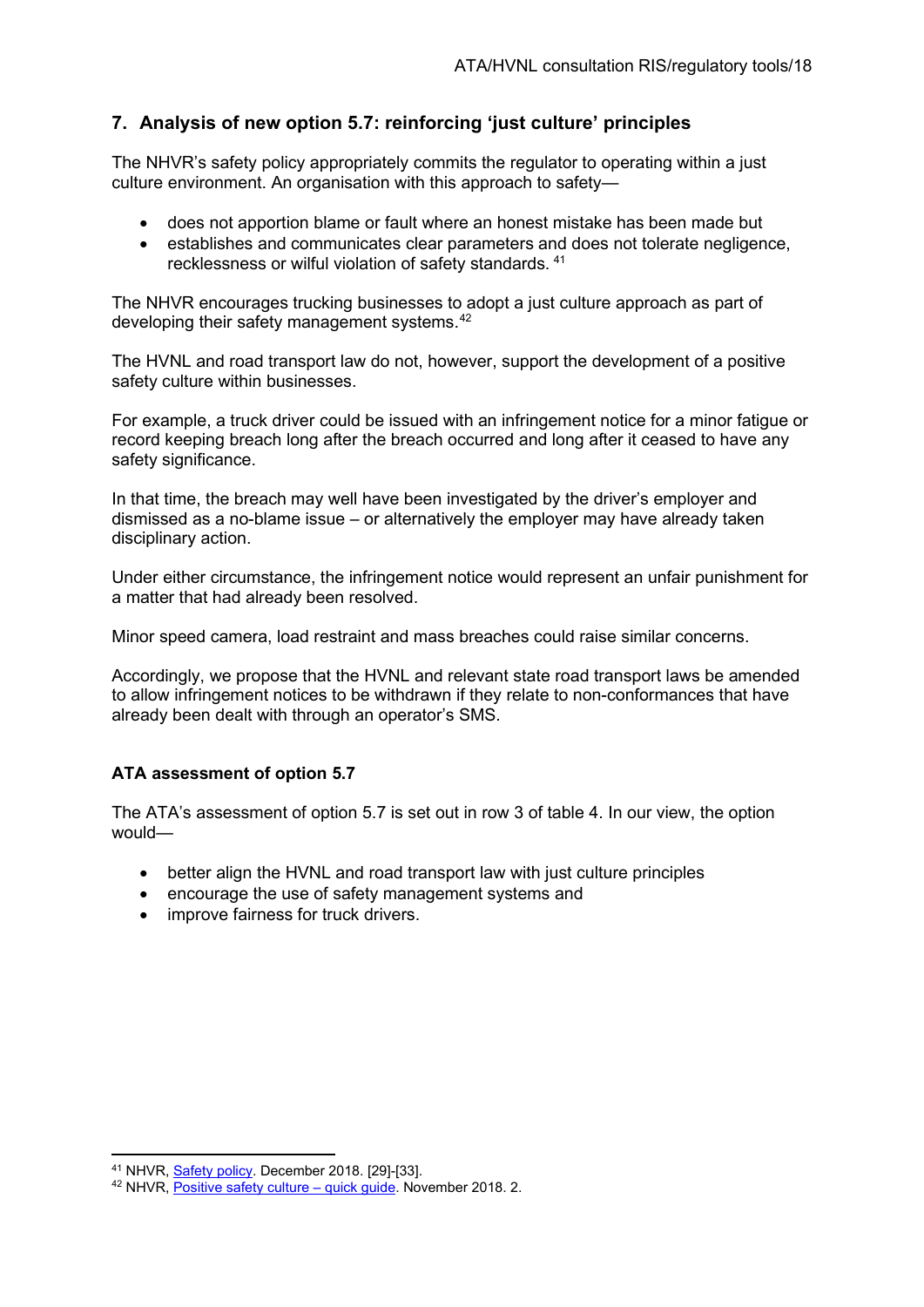## 7. Analysis of new option 5.7: reinforcing 'just culture' principles

The NHVR's safety policy appropriately commits the regulator to operating within a just culture environment. An organisation with this approach to safety—

- does not apportion blame or fault where an honest mistake has been made but
- establishes and communicates clear parameters and does not tolerate negligence, recklessness or wilful violation of safety standards. [41]

The NHVR encourages trucking businesses to adopt a just culture approach as part of developing their safety management systems.[42]

The HVNL and road transport law do not, however, support the development of a positive safety culture within businesses.

For example, a truck driver could be issued with an infringement notice for a minor fatigue or record keeping breach long after the breach occurred and long after it ceased to have any safety significance.

In that time, the breach may well have been investigated by the driver's employer and dismissed as a no-blame issue – or alternatively the employer may have already taken disciplinary action.

Under either circumstance, the infringement notice would represent an unfair punishment for a matter that had already been resolved.

Minor speed camera, load restraint and mass breaches could raise similar concerns.

Accordingly, we propose that the HVNL and relevant state road transport laws be amended to allow infringement notices to be withdrawn if they relate to non-conformances that have already been dealt with through an operator's SMS.

### ATA assessment of option 5.7

The ATA's assessment of option 5.7 is set out in row 3 of table 4. In our view, the option would—

- better align the HVNL and road transport law with just culture principles
- encourage the use of safety management systems and
- improve fairness for truck drivers.

---

[41] NHVR, Safety policy. December 2018. [29]-[33].

[42] NHVR, Positive safety culture – quick guide. November 2018. 2.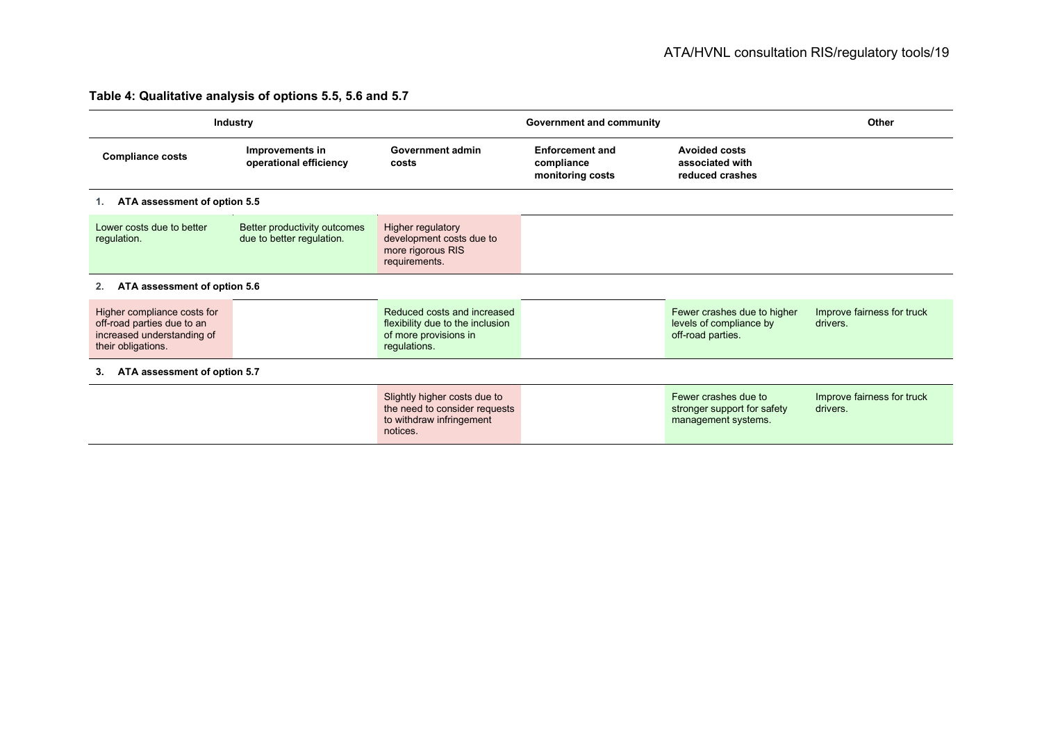**Table 4: Qualitative analysis of options 5.5, 5.6 and 5.7**

| Industry | | Government and community | | | Other |
|---|---|---|---|---|---|
| **Compliance costs** | **Improvements in operational efficiency** | **Government admin costs** | **Enforcement and compliance monitoring costs** | **Avoided costs associated with reduced crashes** | |
| **1. ATA assessment of option 5.5** | | | | | |
| Lower costs due to better regulation. | Better productivity outcomes due to better regulation. | Higher regulatory development costs due to more rigorous RIS requirements. | | | |
| **2. ATA assessment of option 5.6** | | | | | |
| Higher compliance costs for off-road parties due to an increased understanding of their obligations. | | Reduced costs and increased flexibility due to the inclusion of more provisions in regulations. | | Fewer crashes due to higher levels of compliance by off-road parties. | Improve fairness for truck drivers. |
| **3. ATA assessment of option 5.7** | | | | | |
| | | Slightly higher costs due to the need to consider requests to withdraw infringement notices. | | Fewer crashes due to stronger support for safety management systems. | Improve fairness for truck drivers. |